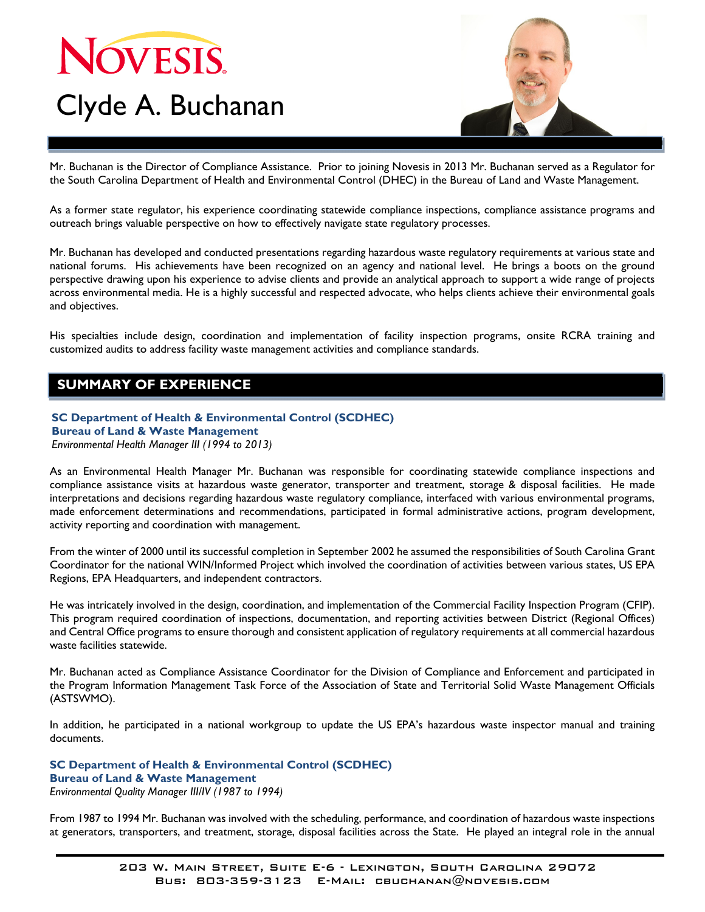# Clyde A. Buchanan

Mr. Buchanan is the Director of Compliance Assistance. Prior to joining Novesis in 2013 Mr. Buchanan served as a Regulator for the South Carolina Department of Health and Environmental Control (DHEC) in the Bureau of Land and Waste Management.

As a former state regulator, his experience coordinating statewide compliance inspections, compliance assistance programs and outreach brings valuable perspective on how to effectively navigate state regulatory processes.

Mr. Buchanan has developed and conducted presentations regarding hazardous waste regulatory requirements at various state and national forums. His achievements have been recognized on an agency and national level. He brings a boots on the ground perspective drawing upon his experience to advise clients and provide an analytical approach to support a wide range of projects across environmental media. He is a highly successful and respected advocate, who helps clients achieve their environmental goals and objectives.

His specialties include design, coordination and implementation of facility inspection programs, onsite RCRA training and customized audits to address facility waste management activities and compliance standards.

## SUMMARY OF EXPERIENCE

**SC Department of Health & Environmental Control (SCDHEC)**
**Bureau of Land & Waste Management**
*Environmental Health Manager III (1994 to 2013)*

As an Environmental Health Manager Mr. Buchanan was responsible for coordinating statewide compliance inspections and compliance assistance visits at hazardous waste generator, transporter and treatment, storage & disposal facilities. He made interpretations and decisions regarding hazardous waste regulatory compliance, interfaced with various environmental programs, made enforcement determinations and recommendations, participated in formal administrative actions, program development, activity reporting and coordination with management.

From the winter of 2000 until its successful completion in September 2002 he assumed the responsibilities of South Carolina Grant Coordinator for the national WIN/Informed Project which involved the coordination of activities between various states, US EPA Regions, EPA Headquarters, and independent contractors.

He was intricately involved in the design, coordination, and implementation of the Commercial Facility Inspection Program (CFIP). This program required coordination of inspections, documentation, and reporting activities between District (Regional Offices) and Central Office programs to ensure thorough and consistent application of regulatory requirements at all commercial hazardous waste facilities statewide.

Mr. Buchanan acted as Compliance Assistance Coordinator for the Division of Compliance and Enforcement and participated in the Program Information Management Task Force of the Association of State and Territorial Solid Waste Management Officials (ASTSWMO).

In addition, he participated in a national workgroup to update the US EPA's hazardous waste inspector manual and training documents.

**SC Department of Health & Environmental Control (SCDHEC)**
**Bureau of Land & Waste Management**
*Environmental Quality Manager III/IV (1987 to 1994)*

From 1987 to 1994 Mr. Buchanan was involved with the scheduling, performance, and coordination of hazardous waste inspections at generators, transporters, and treatment, storage, disposal facilities across the State. He played an integral role in the annual

203 W. Main Street, Suite E-6 - Lexington, South Carolina 29072
Bus: 803-359-3123 E-Mail: cbuchanan@novesis.com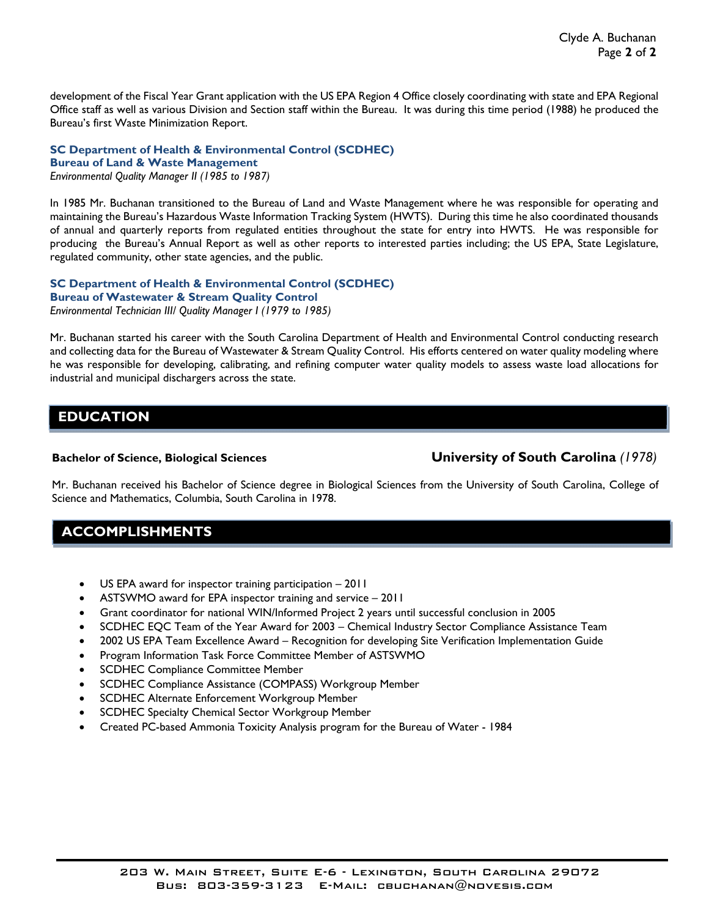development of the Fiscal Year Grant application with the US EPA Region 4 Office closely coordinating with state and EPA Regional Office staff as well as various Division and Section staff within the Bureau. It was during this time period (1988) he produced the Bureau's first Waste Minimization Report.

**SC Department of Health & Environmental Control (SCDHEC)**
**Bureau of Land & Waste Management**
*Environmental Quality Manager II (1985 to 1987)*

In 1985 Mr. Buchanan transitioned to the Bureau of Land and Waste Management where he was responsible for operating and maintaining the Bureau's Hazardous Waste Information Tracking System (HWTS). During this time he also coordinated thousands of annual and quarterly reports from regulated entities throughout the state for entry into HWTS. He was responsible for producing the Bureau's Annual Report as well as other reports to interested parties including; the US EPA, State Legislature, regulated community, other state agencies, and the public.

**SC Department of Health & Environmental Control (SCDHEC)**
**Bureau of Wastewater & Stream Quality Control**
*Environmental Technician III/ Quality Manager I (1979 to 1985)*

Mr. Buchanan started his career with the South Carolina Department of Health and Environmental Control conducting research and collecting data for the Bureau of Wastewater & Stream Quality Control. His efforts centered on water quality modeling where he was responsible for developing, calibrating, and refining computer water quality models to assess waste load allocations for industrial and municipal dischargers across the state.

## EDUCATION

**Bachelor of Science, Biological Sciences** — **University of South Carolina** *(1978)*

Mr. Buchanan received his Bachelor of Science degree in Biological Sciences from the University of South Carolina, College of Science and Mathematics, Columbia, South Carolina in 1978.

## ACCOMPLISHMENTS

- US EPA award for inspector training participation – 2011
- ASTSWMO award for EPA inspector training and service – 2011
- Grant coordinator for national WIN/Informed Project 2 years until successful conclusion in 2005
- SCDHEC EQC Team of the Year Award for 2003 – Chemical Industry Sector Compliance Assistance Team
- 2002 US EPA Team Excellence Award – Recognition for developing Site Verification Implementation Guide
- Program Information Task Force Committee Member of ASTSWMO
- SCDHEC Compliance Committee Member
- SCDHEC Compliance Assistance (COMPASS) Workgroup Member
- SCDHEC Alternate Enforcement Workgroup Member
- SCDHEC Specialty Chemical Sector Workgroup Member
- Created PC-based Ammonia Toxicity Analysis program for the Bureau of Water - 1984

203 W. Main Street, Suite E-6 - Lexington, South Carolina 29072
Bus: 803-359-3123 E-Mail: cbuchanan@novesis.com